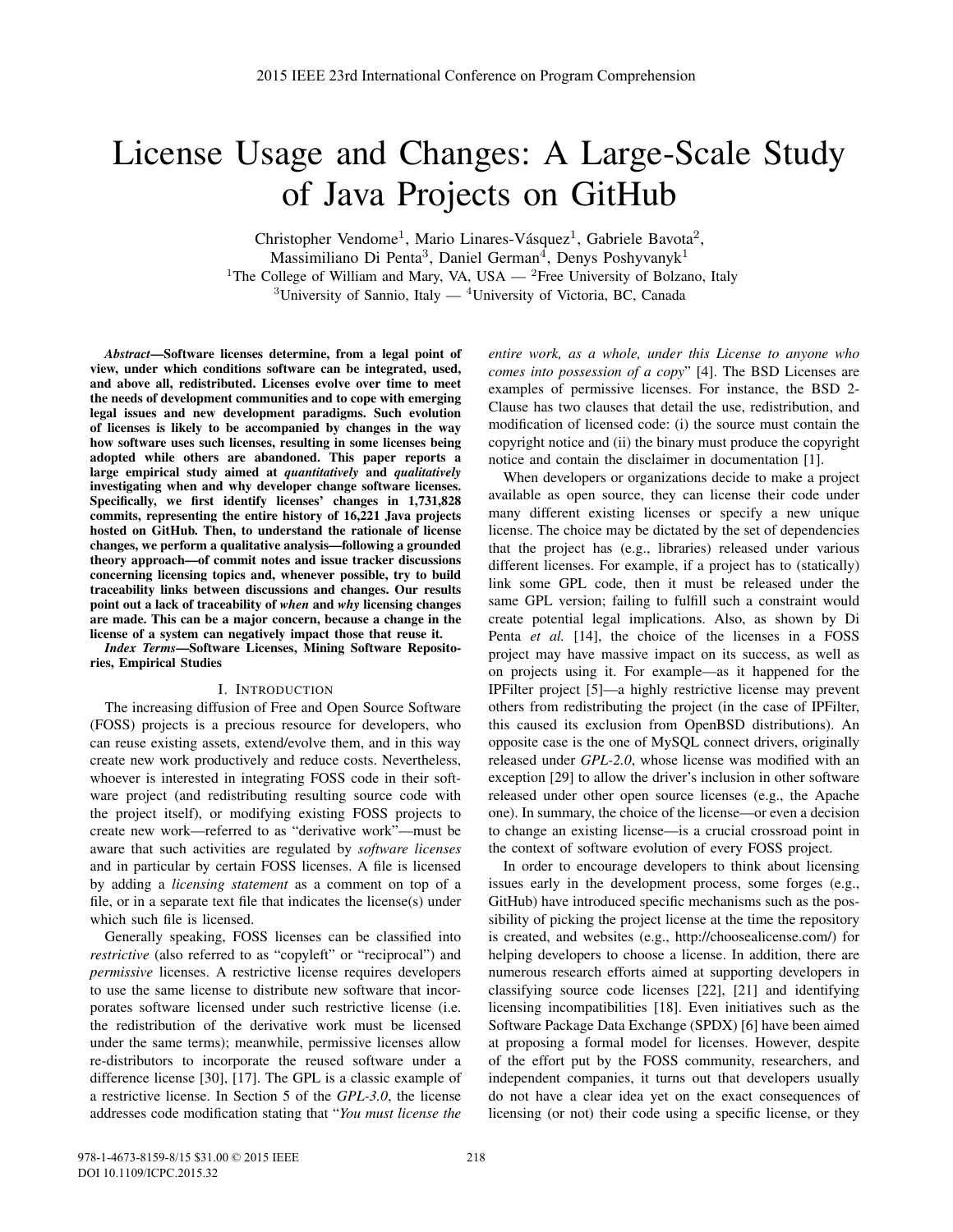# License Usage and Changes: A Large-Scale Study of Java Projects on GitHub

Christopher Vendome[1], Mario Linares-Vásquez[1], Gabriele Bavota[2], Massimiliano Di Penta[3], Daniel German[4], Denys Poshyvanyk[1]

[1]The College of William and Mary, VA, USA — [2]Free University of Bolzano, Italy

[3]University of Sannio, Italy — [4]University of Victoria, BC, Canada

***Abstract*—Software licenses determine, from a legal point of view, under which conditions software can be integrated, used, and above all, redistributed. Licenses evolve over time to meet the needs of development communities and to cope with emerging legal issues and new development paradigms. Such evolution of licenses is likely to be accompanied by changes in the way how software uses such licenses, resulting in some licenses being adopted while others are abandoned. This paper reports a large empirical study aimed at *quantitatively* and *qualitatively* investigating when and why developer change software licenses. Specifically, we first identify licenses' changes in 1,731,828 commits, representing the entire history of 16,221 Java projects hosted on GitHub. Then, to understand the rationale of license changes, we perform a qualitative analysis—following a grounded theory approach—of commit notes and issue tracker discussions concerning licensing topics and, whenever possible, try to build traceability links between discussions and changes. Our results point out a lack of traceability of *when* and *why* licensing changes are made. This can be a major concern, because a change in the license of a system can negatively impact those that reuse it.**

***Index Terms*—Software Licenses, Mining Software Repositories, Empirical Studies**

## I. Introduction

The increasing diffusion of Free and Open Source Software (FOSS) projects is a precious resource for developers, who can reuse existing assets, extend/evolve them, and in this way create new work productively and reduce costs. Nevertheless, whoever is interested in integrating FOSS code in their software project (and redistributing resulting source code with the project itself), or modifying existing FOSS projects to create new work—referred to as "derivative work"—must be aware that such activities are regulated by *software licenses* and in particular by certain FOSS licenses. A file is licensed by adding a *licensing statement* as a comment on top of a file, or in a separate text file that indicates the license(s) under which such file is licensed.

Generally speaking, FOSS licenses can be classified into *restrictive* (also referred to as "copyleft" or "reciprocal") and *permissive* licenses. A restrictive license requires developers to use the same license to distribute new software that incorporates software licensed under such restrictive license (i.e. the redistribution of the derivative work must be licensed under the same terms); meanwhile, permissive licenses allow re-distributors to incorporate the reused software under a difference license [30], [17]. The GPL is a classic example of a restrictive license. In Section 5 of the *GPL-3.0*, the license addresses code modification stating that "*You must license the entire work, as a whole, under this License to anyone who comes into possession of a copy*" [4]. The BSD Licenses are examples of permissive licenses. For instance, the BSD 2-Clause has two clauses that detail the use, redistribution, and modification of licensed code: (i) the source must contain the copyright notice and (ii) the binary must produce the copyright notice and contain the disclaimer in documentation [1].

When developers or organizations decide to make a project available as open source, they can license their code under many different existing licenses or specify a new unique license. The choice may be dictated by the set of dependencies that the project has (e.g., libraries) released under various different licenses. For example, if a project has to (statically) link some GPL code, then it must be released under the same GPL version; failing to fulfill such a constraint would create potential legal implications. Also, as shown by Di Penta *et al.* [14], the choice of the licenses in a FOSS project may have massive impact on its success, as well as on projects using it. For example—as it happened for the IPFilter project [5]—a highly restrictive license may prevent others from redistributing the project (in the case of IPFilter, this caused its exclusion from OpenBSD distributions). An opposite case is the one of MySQL connect drivers, originally released under *GPL-2.0*, whose license was modified with an exception [29] to allow the driver's inclusion in other software released under other open source licenses (e.g., the Apache one). In summary, the choice of the license—or even a decision to change an existing license—is a crucial crossroad point in the context of software evolution of every FOSS project.

In order to encourage developers to think about licensing issues early in the development process, some forges (e.g., GitHub) have introduced specific mechanisms such as the possibility of picking the project license at the time the repository is created, and websites (e.g., http://choosealicense.com/) for helping developers to choose a license. In addition, there are numerous research efforts aimed at supporting developers in classifying source code licenses [22], [21] and identifying licensing incompatibilities [18]. Even initiatives such as the Software Package Data Exchange (SPDX) [6] have been aimed at proposing a formal model for licenses. However, despite of the effort put by the FOSS community, researchers, and independent companies, it turns out that developers usually do not have a clear idea yet on the exact consequences of licensing (or not) their code using a specific license, or they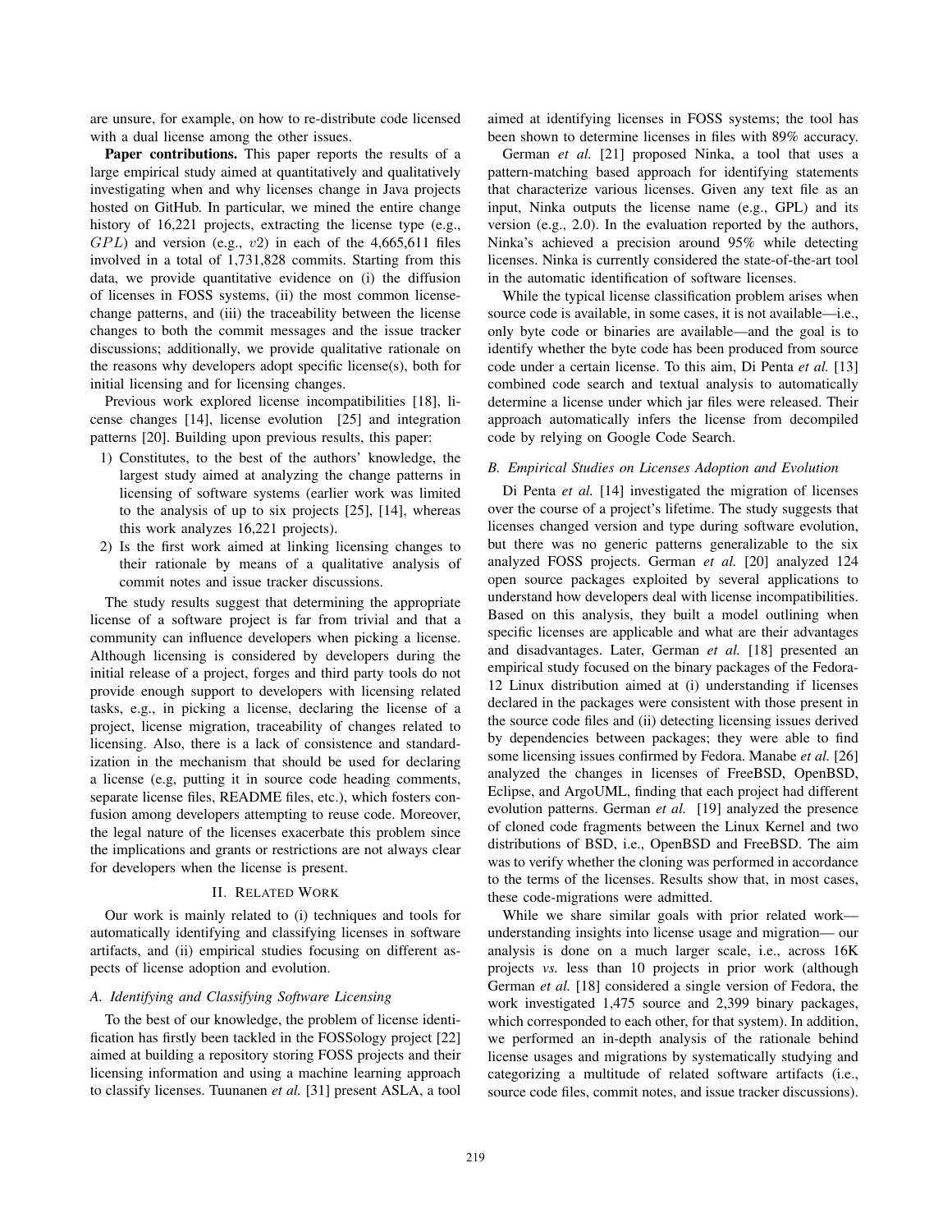are unsure, for example, on how to re-distribute code licensed with a dual license among the other issues.

**Paper contributions.** This paper reports the results of a large empirical study aimed at quantitatively and qualitatively investigating when and why licenses change in Java projects hosted on GitHub. In particular, we mined the entire change history of 16,221 projects, extracting the license type (e.g., $GPL$) and version (e.g., $v2$) in each of the 4,665,611 files involved in a total of 1,731,828 commits. Starting from this data, we provide quantitative evidence on (i) the diffusion of licenses in FOSS systems, (ii) the most common license-change patterns, and (iii) the traceability between the license changes to both the commit messages and the issue tracker discussions; additionally, we provide qualitative rationale on the reasons why developers adopt specific license(s), both for initial licensing and for licensing changes.

Previous work explored license incompatibilities [18], license changes [14], license evolution [25] and integration patterns [20]. Building upon previous results, this paper:

1) Constitutes, to the best of the authors' knowledge, the largest study aimed at analyzing the change patterns in licensing of software systems (earlier work was limited to the analysis of up to six projects [25], [14], whereas this work analyzes 16,221 projects).
2) Is the first work aimed at linking licensing changes to their rationale by means of a qualitative analysis of commit notes and issue tracker discussions.

The study results suggest that determining the appropriate license of a software project is far from trivial and that a community can influence developers when picking a license. Although licensing is considered by developers during the initial release of a project, forges and third party tools do not provide enough support to developers with licensing related tasks, e.g., in picking a license, declaring the license of a project, license migration, traceability of changes related to licensing. Also, there is a lack of consistence and standardization in the mechanism that should be used for declaring a license (e.g, putting it in source code heading comments, separate license files, README files, etc.), which fosters confusion among developers attempting to reuse code. Moreover, the legal nature of the licenses exacerbate this problem since the implications and grants or restrictions are not always clear for developers when the license is present.

## II. Related Work

Our work is mainly related to (i) techniques and tools for automatically identifying and classifying licenses in software artifacts, and (ii) empirical studies focusing on different aspects of license adoption and evolution.

### A. Identifying and Classifying Software Licensing

To the best of our knowledge, the problem of license identification has firstly been tackled in the FOSSology project [22] aimed at building a repository storing FOSS projects and their licensing information and using a machine learning approach to classify licenses. Tuunanen *et al.* [31] present ASLA, a tool aimed at identifying licenses in FOSS systems; the tool has been shown to determine licenses in files with 89% accuracy.

German *et al.* [21] proposed Ninka, a tool that uses a pattern-matching based approach for identifying statements that characterize various licenses. Given any text file as an input, Ninka outputs the license name (e.g., GPL) and its version (e.g., 2.0). In the evaluation reported by the authors, Ninka's achieved a precision around 95% while detecting licenses. Ninka is currently considered the state-of-the-art tool in the automatic identification of software licenses.

While the typical license classification problem arises when source code is available, in some cases, it is not available—i.e., only byte code or binaries are available—and the goal is to identify whether the byte code has been produced from source code under a certain license. To this aim, Di Penta *et al.* [13] combined code search and textual analysis to automatically determine a license under which jar files were released. Their approach automatically infers the license from decompiled code by relying on Google Code Search.

### B. Empirical Studies on Licenses Adoption and Evolution

Di Penta *et al.* [14] investigated the migration of licenses over the course of a project's lifetime. The study suggests that licenses changed version and type during software evolution, but there was no generic patterns generalizable to the six analyzed FOSS projects. German *et al.* [20] analyzed 124 open source packages exploited by several applications to understand how developers deal with license incompatibilities. Based on this analysis, they built a model outlining when specific licenses are applicable and what are their advantages and disadvantages. Later, German *et al.* [18] presented an empirical study focused on the binary packages of the Fedora-12 Linux distribution aimed at (i) understanding if licenses declared in the packages were consistent with those present in the source code files and (ii) detecting licensing issues derived by dependencies between packages; they were able to find some licensing issues confirmed by Fedora. Manabe *et al.* [26] analyzed the changes in licenses of FreeBSD, OpenBSD, Eclipse, and ArgoUML, finding that each project had different evolution patterns. German *et al.* [19] analyzed the presence of cloned code fragments between the Linux Kernel and two distributions of BSD, i.e., OpenBSD and FreeBSD. The aim was to verify whether the cloning was performed in accordance to the terms of the licenses. Results show that, in most cases, these code-migrations were admitted.

While we share similar goals with prior related work—understanding insights into license usage and migration— our analysis is done on a much larger scale, i.e., across 16K projects *vs.* less than 10 projects in prior work (although German *et al.* [18] considered a single version of Fedora, the work investigated 1,475 source and 2,399 binary packages, which corresponded to each other, for that system). In addition, we performed an in-depth analysis of the rationale behind license usages and migrations by systematically studying and categorizing a multitude of related software artifacts (i.e., source code files, commit notes, and issue tracker discussions).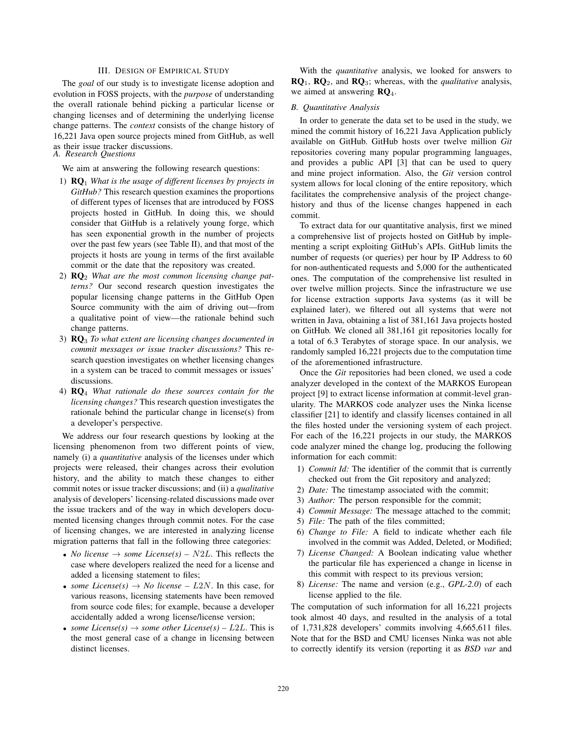## III. Design of Empirical Study

The *goal* of our study is to investigate license adoption and evolution in FOSS projects, with the *purpose* of understanding the overall rationale behind picking a particular license or changing licenses and of determining the underlying license change patterns. The *context* consists of the change history of 16,221 Java open source projects mined from GitHub, as well as their issue tracker discussions.

### A. Research Questions

We aim at answering the following research questions:

1) **RQ**$_1$ *What is the usage of different licenses by projects in GitHub?* This research question examines the proportions of different types of licenses that are introduced by FOSS projects hosted in GitHub. In doing this, we should consider that GitHub is a relatively young forge, which has seen exponential growth in the number of projects over the past few years (see Table II), and that most of the projects it hosts are young in terms of the first available commit or the date that the repository was created.
2) **RQ**$_2$ *What are the most common licensing change patterns?* Our second research question investigates the popular licensing change patterns in the GitHub Open Source community with the aim of driving out—from a qualitative point of view—the rationale behind such change patterns.
3) **RQ**$_3$ *To what extent are licensing changes documented in commit messages or issue tracker discussions?* This research question investigates on whether licensing changes in a system can be traced to commit messages or issues' discussions.
4) **RQ**$_4$ *What rationale do these sources contain for the licensing changes?* This research question investigates the rationale behind the particular change in license(s) from a developer's perspective.

We address our four research questions by looking at the licensing phenomenon from two different points of view, namely (i) a *quantitative* analysis of the licenses under which projects were released, their changes across their evolution history, and the ability to match these changes to either commit notes or issue tracker discussions; and (ii) a *qualitative* analysis of developers' licensing-related discussions made over the issue trackers and of the way in which developers documented licensing changes through commit notes. For the case of licensing changes, we are interested in analyzing license migration patterns that fall in the following three categories:

- *No license* $\rightarrow$ *some License(s)* – $N2L$. This reflects the case where developers realized the need for a license and added a licensing statement to files;
- *some License(s)* $\rightarrow$ *No license* – $L2N$. In this case, for various reasons, licensing statements have been removed from source code files; for example, because a developer accidentally added a wrong license/license version;
- *some License(s)* $\rightarrow$ *some other License(s)* – $L2L$. This is the most general case of a change in licensing between distinct licenses.

With the *quantitative* analysis, we looked for answers to **RQ**$_1$, **RQ**$_2$, and **RQ**$_3$; whereas, with the *qualitative* analysis, we aimed at answering **RQ**$_4$.

### B. Quantitative Analysis

In order to generate the data set to be used in the study, we mined the commit history of 16,221 Java Application publicly available on GitHub. GitHub hosts over twelve million *Git* repositories covering many popular programming languages, and provides a public API [3] that can be used to query and mine project information. Also, the *Git* version control system allows for local cloning of the entire repository, which facilitates the comprehensive analysis of the project change-history and thus of the license changes happened in each commit.

To extract data for our quantitative analysis, first we mined a comprehensive list of projects hosted on GitHub by implementing a script exploiting GitHub's APIs. GitHub limits the number of requests (or queries) per hour by IP Address to 60 for non-authenticated requests and 5,000 for the authenticated ones. The computation of the comprehensive list resulted in over twelve million projects. Since the infrastructure we use for license extraction supports Java systems (as it will be explained later), we filtered out all systems that were not written in Java, obtaining a list of 381,161 Java projects hosted on GitHub. We cloned all 381,161 git repositories locally for a total of 6.3 Terabytes of storage space. In our analysis, we randomly sampled 16,221 projects due to the computation time of the aforementioned infrastructure.

Once the *Git* repositories had been cloned, we used a code analyzer developed in the context of the MARKOS European project [9] to extract license information at commit-level granularity. The MARKOS code analyzer uses the Ninka license classifier [21] to identify and classify licenses contained in all the files hosted under the versioning system of each project. For each of the 16,221 projects in our study, the MARKOS code analyzer mined the change log, producing the following information for each commit:

1) *Commit Id:* The identifier of the commit that is currently checked out from the Git repository and analyzed;
2) *Date:* The timestamp associated with the commit;
3) *Author:* The person responsible for the commit;
4) *Commit Message:* The message attached to the commit;
5) *File:* The path of the files committed;
6) *Change to File:* A field to indicate whether each file involved in the commit was Added, Deleted, or Modified;
7) *License Changed:* A Boolean indicating value whether the particular file has experienced a change in license in this commit with respect to its previous version;
8) *License:* The name and version (e.g., *GPL-2.0*) of each license applied to the file.

The computation of such information for all 16,221 projects took almost 40 days, and resulted in the analysis of a total of 1,731,828 developers' commits involving 4,665,611 files. Note that for the BSD and CMU licenses Ninka was not able to correctly identify its version (reporting it as *BSD var* and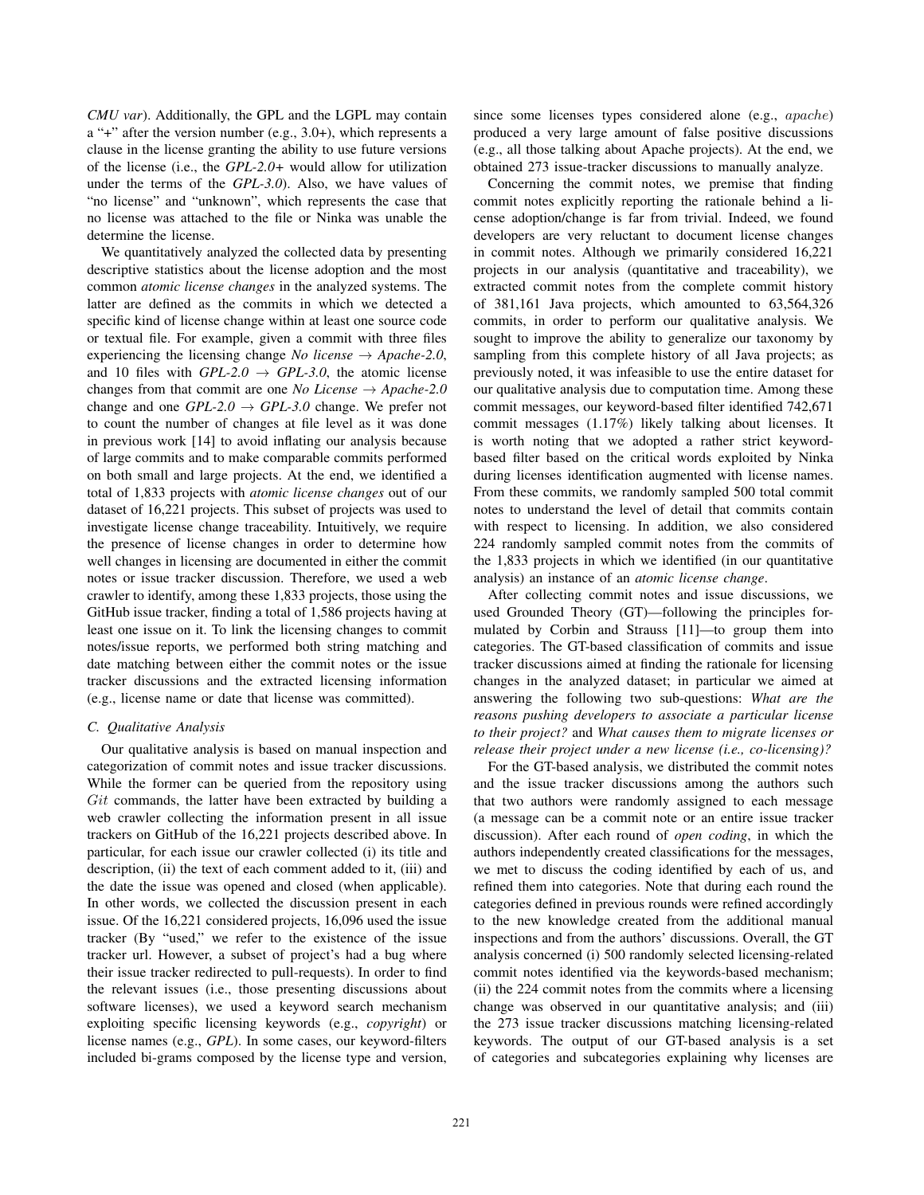*CMU var*). Additionally, the GPL and the LGPL may contain a "+" after the version number (e.g., 3.0+), which represents a clause in the license granting the ability to use future versions of the license (i.e., the *GPL-2.0+* would allow for utilization under the terms of the *GPL-3.0*). Also, we have values of "no license" and "unknown", which represents the case that no license was attached to the file or Ninka was unable the determine the license.

We quantitatively analyzed the collected data by presenting descriptive statistics about the license adoption and the most common *atomic license changes* in the analyzed systems. The latter are defined as the commits in which we detected a specific kind of license change within at least one source code or textual file. For example, given a commit with three files experiencing the licensing change *No license* → *Apache-2.0*, and 10 files with *GPL-2.0* → *GPL-3.0*, the atomic license changes from that commit are one *No License* → *Apache-2.0* change and one *GPL-2.0* → *GPL-3.0* change. We prefer not to count the number of changes at file level as it was done in previous work [14] to avoid inflating our analysis because of large commits and to make comparable commits performed on both small and large projects. At the end, we identified a total of 1,833 projects with *atomic license changes* out of our dataset of 16,221 projects. This subset of projects was used to investigate license change traceability. Intuitively, we require the presence of license changes in order to determine how well changes in licensing are documented in either the commit notes or issue tracker discussion. Therefore, we used a web crawler to identify, among these 1,833 projects, those using the GitHub issue tracker, finding a total of 1,586 projects having at least one issue on it. To link the licensing changes to commit notes/issue reports, we performed both string matching and date matching between either the commit notes or the issue tracker discussions and the extracted licensing information (e.g., license name or date that license was committed).

### C. Qualitative Analysis

Our qualitative analysis is based on manual inspection and categorization of commit notes and issue tracker discussions. While the former can be queried from the repository using *Git* commands, the latter have been extracted by building a web crawler collecting the information present in all issue trackers on GitHub of the 16,221 projects described above. In particular, for each issue our crawler collected (i) its title and description, (ii) the text of each comment added to it, (iii) and the date the issue was opened and closed (when applicable). In other words, we collected the discussion present in each issue. Of the 16,221 considered projects, 16,096 used the issue tracker (By "used," we refer to the existence of the issue tracker url. However, a subset of project's had a bug where their issue tracker redirected to pull-requests). In order to find the relevant issues (i.e., those presenting discussions about software licenses), we used a keyword search mechanism exploiting specific licensing keywords (e.g., *copyright*) or license names (e.g., *GPL*). In some cases, our keyword-filters included bi-grams composed by the license type and version, since some licenses types considered alone (e.g., *apache*) produced a very large amount of false positive discussions (e.g., all those talking about Apache projects). At the end, we obtained 273 issue-tracker discussions to manually analyze.

Concerning the commit notes, we premise that finding commit notes explicitly reporting the rationale behind a license adoption/change is far from trivial. Indeed, we found developers are very reluctant to document license changes in commit notes. Although we primarily considered 16,221 projects in our analysis (quantitative and traceability), we extracted commit notes from the complete commit history of 381,161 Java projects, which amounted to 63,564,326 commits, in order to perform our qualitative analysis. We sought to improve the ability to generalize our taxonomy by sampling from this complete history of all Java projects; as previously noted, it was infeasible to use the entire dataset for our qualitative analysis due to computation time. Among these commit messages, our keyword-based filter identified 742,671 commit messages (1.17%) likely talking about licenses. It is worth noting that we adopted a rather strict keyword-based filter based on the critical words exploited by Ninka during licenses identification augmented with license names. From these commits, we randomly sampled 500 total commit notes to understand the level of detail that commits contain with respect to licensing. In addition, we also considered 224 randomly sampled commit notes from the commits of the 1,833 projects in which we identified (in our quantitative analysis) an instance of an *atomic license change*.

After collecting commit notes and issue discussions, we used Grounded Theory (GT)—following the principles formulated by Corbin and Strauss [11]—to group them into categories. The GT-based classification of commits and issue tracker discussions aimed at finding the rationale for licensing changes in the analyzed dataset; in particular we aimed at answering the following two sub-questions: *What are the reasons pushing developers to associate a particular license to their project?* and *What causes them to migrate licenses or release their project under a new license (i.e., co-licensing)?*

For the GT-based analysis, we distributed the commit notes and the issue tracker discussions among the authors such that two authors were randomly assigned to each message (a message can be a commit note or an entire issue tracker discussion). After each round of *open coding*, in which the authors independently created classifications for the messages, we met to discuss the coding identified by each of us, and refined them into categories. Note that during each round the categories defined in previous rounds were refined accordingly to the new knowledge created from the additional manual inspections and from the authors' discussions. Overall, the GT analysis concerned (i) 500 randomly selected licensing-related commit notes identified via the keywords-based mechanism; (ii) the 224 commit notes from the commits where a licensing change was observed in our quantitative analysis; and (iii) the 273 issue tracker discussions matching licensing-related keywords. The output of our GT-based analysis is a set of categories and subcategories explaining why licenses are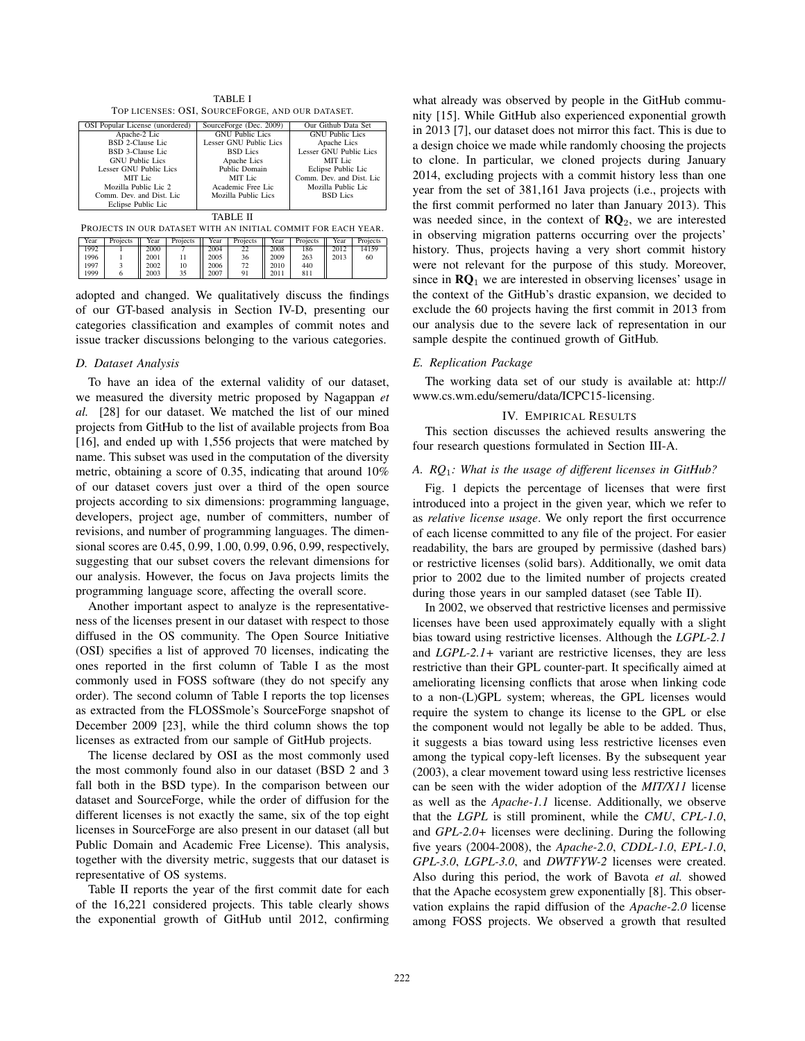TABLE I
TOP LICENSES: OSI, SOURCEFORGE, AND OUR DATASET.

| OSI Popular License (unordered) | SourceForge (Dec. 2009) | Our Github Data Set |
|---|---|---|
| Apache-2 Lic | GNU Public Lics | GNU Public Lics |
| BSD 2-Clause Lic | Lesser GNU Public Lics | Apache Lics |
| BSD 3-Clause Lic | BSD Lics | Lesser GNU Public Lics |
| GNU Public Lics | Apache Lics | MIT Lic |
| Lesser GNU Public Lics | Public Domain | Eclipse Public Lic |
| MIT Lic | MIT Lic | Comm. Dev. and Dist. Lic |
| Mozilla Public Lic 2 | Academic Free Lic | Mozilla Public Lic |
| Comm. Dev. and Dist. Lic | Mozilla Public Lics | BSD Lics |
| Eclipse Public Lic | | |

TABLE II
PROJECTS IN OUR DATASET WITH AN INITIAL COMMIT FOR EACH YEAR.

| Year | Projects | Year | Projects | Year | Projects | Year | Projects | Year | Projects |
|---|---|---|---|---|---|---|---|---|---|
| 1992 | 1 | 2000 | 7 | 2004 | 22 | 2008 | 186 | 2012 | 14159 |
| 1996 | 1 | 2001 | 11 | 2005 | 36 | 2009 | 263 | 2013 | 60 |
| 1997 | 3 | 2002 | 10 | 2006 | 72 | 2010 | 440 | | |
| 1999 | 6 | 2003 | 35 | 2007 | 91 | 2011 | 811 | | |

adopted and changed. We qualitatively discuss the findings of our GT-based analysis in Section IV-D, presenting our categories classification and examples of commit notes and issue tracker discussions belonging to the various categories.

### D. Dataset Analysis

To have an idea of the external validity of our dataset, we measured the diversity metric proposed by Nagappan *et al.* [28] for our dataset. We matched the list of our mined projects from GitHub to the list of available projects from Boa [16], and ended up with 1,556 projects that were matched by name. This subset was used in the computation of the diversity metric, obtaining a score of 0.35, indicating that around 10% of our dataset covers just over a third of the open source projects according to six dimensions: programming language, developers, project age, number of committers, number of revisions, and number of programming languages. The dimensional scores are 0.45, 0.99, 1.00, 0.99, 0.96, 0.99, respectively, suggesting that our subset covers the relevant dimensions for our analysis. However, the focus on Java projects limits the programming language score, affecting the overall score.

Another important aspect to analyze is the representativeness of the licenses present in our dataset with respect to those diffused in the OS community. The Open Source Initiative (OSI) specifies a list of approved 70 licenses, indicating the ones reported in the first column of Table I as the most commonly used in FOSS software (they do not specify any order). The second column of Table I reports the top licenses as extracted from the FLOSSmole's SourceForge snapshot of December 2009 [23], while the third column shows the top licenses as extracted from our sample of GitHub projects.

The license declared by OSI as the most commonly used the most commonly found also in our dataset (BSD 2 and 3 fall both in the BSD type). In the comparison between our dataset and SourceForge, while the order of diffusion for the different licenses is not exactly the same, six of the top eight licenses in SourceForge are also present in our dataset (all but Public Domain and Academic Free License). This analysis, together with the diversity metric, suggests that our dataset is representative of OS systems.

Table II reports the year of the first commit date for each of the 16,221 considered projects. This table clearly shows the exponential growth of GitHub until 2012, confirming what already was observed by people in the GitHub community [15]. While GitHub also experienced exponential growth in 2013 [7], our dataset does not mirror this fact. This is due to a design choice we made while randomly choosing the projects to clone. In particular, we cloned projects during January 2014, excluding projects with a commit history less than one year from the set of 381,161 Java projects (i.e., projects with the first commit performed no later than January 2013). This was needed since, in the context of **RQ**$_2$, we are interested in observing migration patterns occurring over the projects' history. Thus, projects having a very short commit history were not relevant for the purpose of this study. Moreover, since in **RQ**$_1$ we are interested in observing licenses' usage in the context of the GitHub's drastic expansion, we decided to exclude the 60 projects having the first commit in 2013 from our analysis due to the severe lack of representation in our sample despite the continued growth of GitHub.

### E. Replication Package

The working data set of our study is available at: http://www.cs.wm.edu/semeru/data/ICPC15-licensing.

## IV. EMPIRICAL RESULTS

This section discusses the achieved results answering the four research questions formulated in Section III-A.

### A. RQ$_1$: What is the usage of different licenses in GitHub?

Fig. 1 depicts the percentage of licenses that were first introduced into a project in the given year, which we refer to as *relative license usage*. We only report the first occurrence of each license committed to any file of the project. For easier readability, the bars are grouped by permissive (dashed bars) or restrictive licenses (solid bars). Additionally, we omit data prior to 2002 due to the limited number of projects created during those years in our sampled dataset (see Table II).

In 2002, we observed that restrictive licenses and permissive licenses have been used approximately equally with a slight bias toward using restrictive licenses. Although the *LGPL-2.1* and *LGPL-2.1+* variant are restrictive licenses, they are less restrictive than their GPL counter-part. It specifically aimed at ameliorating licensing conflicts that arose when linking code to a non-(L)GPL system; whereas, the GPL licenses would require the system to change its license to the GPL or else the component would not legally be able to be added. Thus, it suggests a bias toward using less restrictive licenses even among the typical copy-left licenses. By the subsequent year (2003), a clear movement toward using less restrictive licenses can be seen with the wider adoption of the *MIT/X11* license as well as the *Apache-1.1* license. Additionally, we observe that the *LGPL* is still prominent, while the *CMU*, *CPL-1.0*, and *GPL-2.0+* licenses were declining. During the following five years (2004-2008), the *Apache-2.0*, *CDDL-1.0*, *EPL-1.0*, *GPL-3.0*, *LGPL-3.0*, and *DWTFYW-2* licenses were created. Also during this period, the work of Bavota *et al.* showed that the Apache ecosystem grew exponentially [8]. This observation explains the rapid diffusion of the *Apache-2.0* license among FOSS projects. We observed a growth that resulted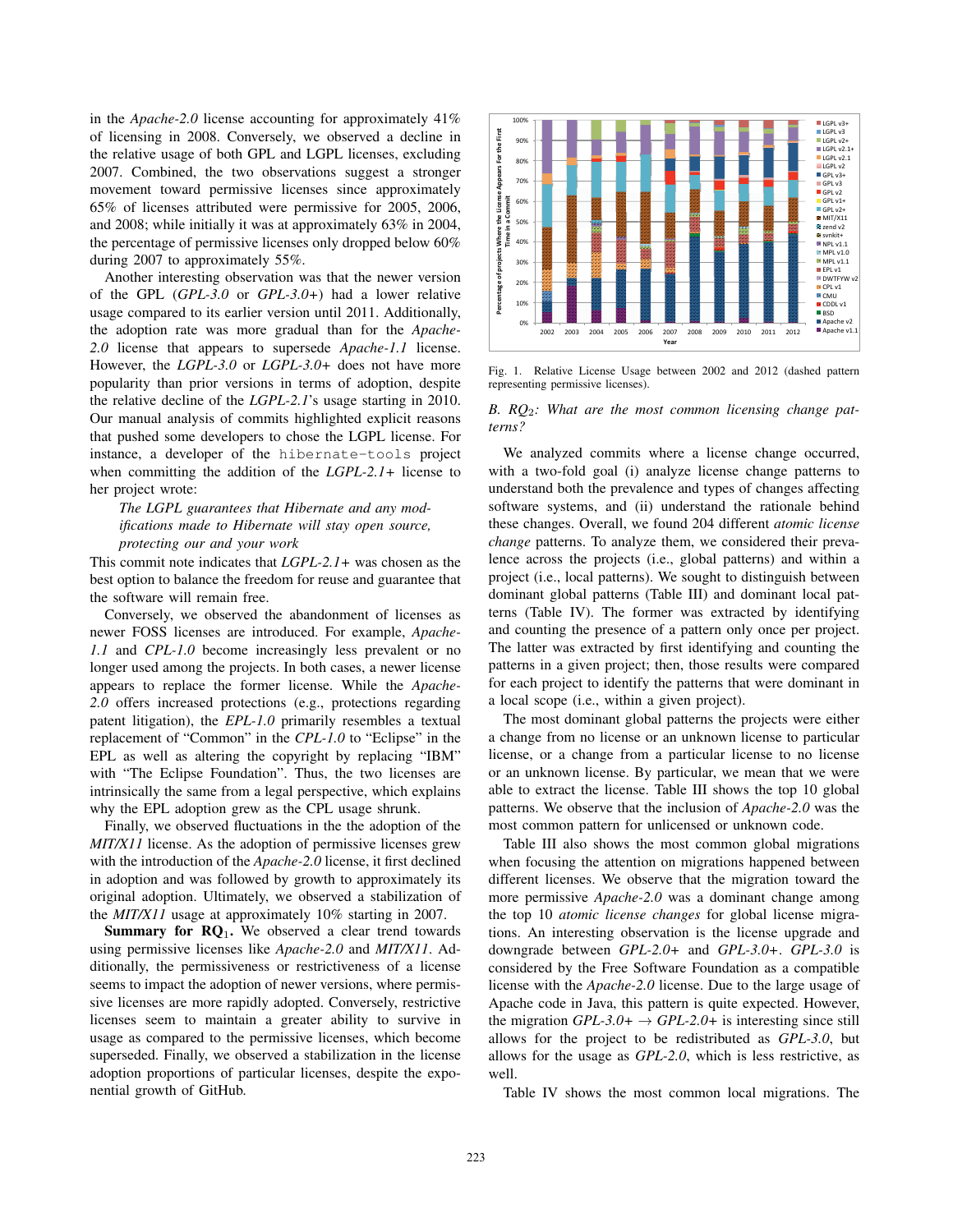in the *Apache-2.0* license accounting for approximately 41% of licensing in 2008. Conversely, we observed a decline in the relative usage of both GPL and LGPL licenses, excluding 2007. Combined, the two observations suggest a stronger movement toward permissive licenses since approximately 65% of licenses attributed were permissive for 2005, 2006, and 2008; while initially it was at approximately 63% in 2004, the percentage of permissive licenses only dropped below 60% during 2007 to approximately 55%.

Another interesting observation was that the newer version of the GPL (*GPL-3.0* or *GPL-3.0+*) had a lower relative usage compared to its earlier version until 2011. Additionally, the adoption rate was more gradual than for the *Apache-2.0* license that appears to supersede *Apache-1.1* license. However, the *LGPL-3.0* or *LGPL-3.0+* does not have more popularity than prior versions in terms of adoption, despite the relative decline of the *LGPL-2.1*'s usage starting in 2010. Our manual analysis of commits highlighted explicit reasons that pushed some developers to chose the LGPL license. For instance, a developer of the `hibernate-tools` project when committing the addition of the *LGPL-2.1+* license to her project wrote:

> *The LGPL guarantees that Hibernate and any modifications made to Hibernate will stay open source, protecting our and your work*

This commit note indicates that *LGPL-2.1+* was chosen as the best option to balance the freedom for reuse and guarantee that the software will remain free.

Conversely, we observed the abandonment of licenses as newer FOSS licenses are introduced. For example, *Apache-1.1* and *CPL-1.0* become increasingly less prevalent or no longer used among the projects. In both cases, a newer license appears to replace the former license. While the *Apache-2.0* offers increased protections (e.g., protections regarding patent litigation), the *EPL-1.0* primarily resembles a textual replacement of "Common" in the *CPL-1.0* to "Eclipse" in the EPL as well as altering the copyright by replacing "IBM" with "The Eclipse Foundation". Thus, the two licenses are intrinsically the same from a legal perspective, which explains why the EPL adoption grew as the CPL usage shrunk.

Finally, we observed fluctuations in the the adoption of the *MIT/X11* license. As the adoption of permissive licenses grew with the introduction of the *Apache-2.0* license, it first declined in adoption and was followed by growth to approximately its original adoption. Ultimately, we observed a stabilization of the *MIT/X11* usage at approximately 10% starting in 2007.

**Summary for RQ$_1$.** We observed a clear trend towards using permissive licenses like *Apache-2.0* and *MIT/X11*. Additionally, the permissiveness or restrictiveness of a license seems to impact the adoption of newer versions, where permissive licenses are more rapidly adopted. Conversely, restrictive licenses seem to maintain a greater ability to survive in usage as compared to the permissive licenses, which become superseded. Finally, we observed a stabilization in the license adoption proportions of particular licenses, despite the exponential growth of GitHub.

Fig. 1. Relative License Usage between 2002 and 2012 (dashed pattern representing permissive licenses).

### B. *RQ$_2$: What are the most common licensing change patterns?*

We analyzed commits where a license change occurred, with a two-fold goal (i) analyze license change patterns to understand both the prevalence and types of changes affecting software systems, and (ii) understand the rationale behind these changes. Overall, we found 204 different *atomic license change* patterns. To analyze them, we considered their prevalence across the projects (i.e., global patterns) and within a project (i.e., local patterns). We sought to distinguish between dominant global patterns (Table III) and dominant local patterns (Table IV). The former was extracted by identifying and counting the presence of a pattern only once per project. The latter was extracted by first identifying and counting the patterns in a given project; then, those results were compared for each project to identify the patterns that were dominant in a local scope (i.e., within a given project).

The most dominant global patterns the projects were either a change from no license or an unknown license to particular license, or a change from a particular license to no license or an unknown license. By particular, we mean that we were able to extract the license. Table III shows the top 10 global patterns. We observe that the inclusion of *Apache-2.0* was the most common pattern for unlicensed or unknown code.

Table III also shows the most common global migrations when focusing the attention on migrations happened between different licenses. We observe that the migration toward the more permissive *Apache-2.0* was a dominant change among the top 10 *atomic license changes* for global license migrations. An interesting observation is the license upgrade and downgrade between *GPL-2.0+* and *GPL-3.0+*. *GPL-3.0* is considered by the Free Software Foundation as a compatible license with the *Apache-2.0* license. Due to the large usage of Apache code in Java, this pattern is quite expected. However, the migration *GPL-3.0+* → *GPL-2.0+* is interesting since still allows for the project to be redistributed as *GPL-3.0*, but allows for the usage as *GPL-2.0*, which is less restrictive, as well.

Table IV shows the most common local migrations. The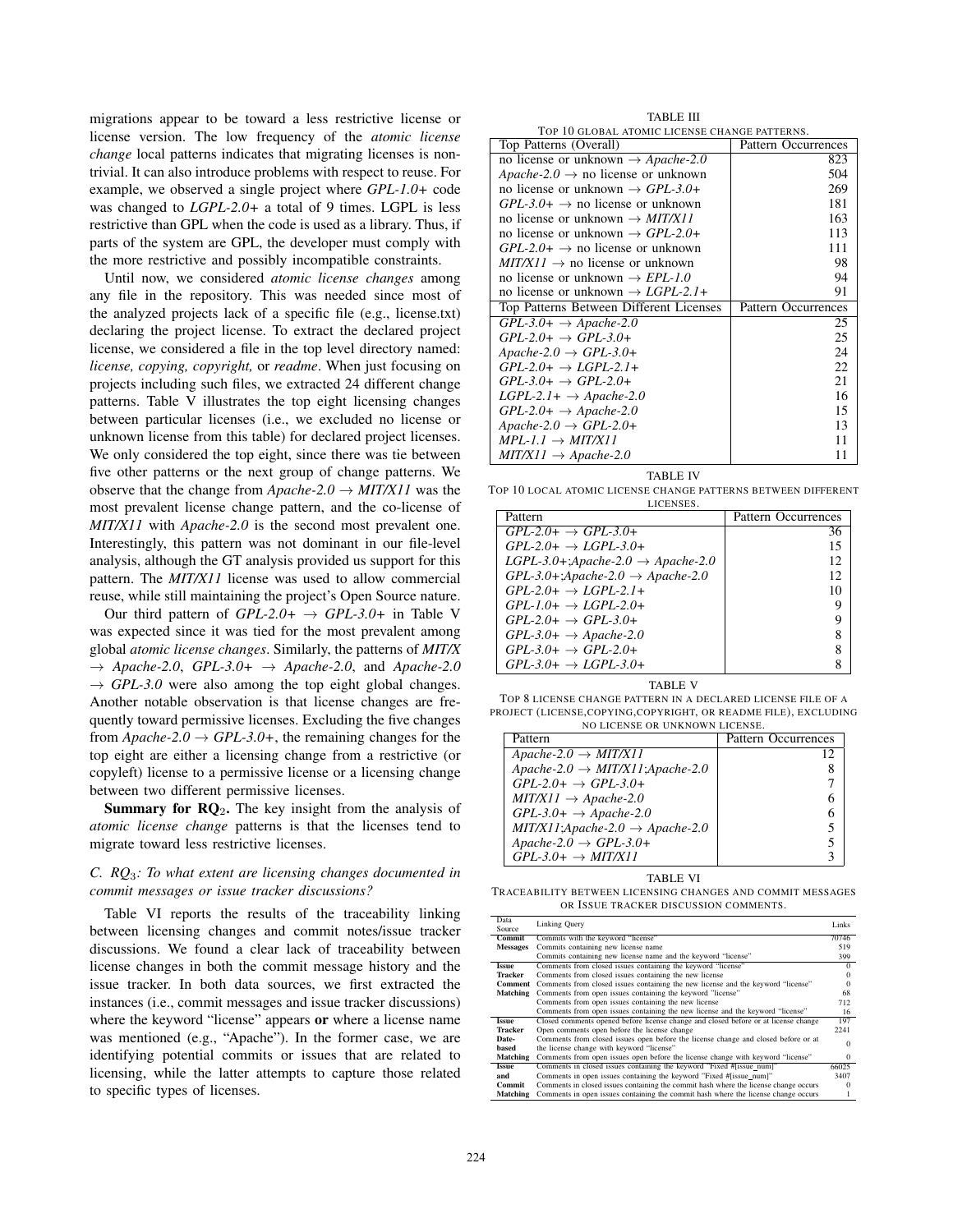migrations appear to be toward a less restrictive license or license version. The low frequency of the *atomic license change* local patterns indicates that migrating licenses is non-trivial. It can also introduce problems with respect to reuse. For example, we observed a single project where *GPL-1.0+* code was changed to *LGPL-2.0+* a total of 9 times. LGPL is less restrictive than GPL when the code is used as a library. Thus, if parts of the system are GPL, the developer must comply with the more restrictive and possibly incompatible constraints.

Until now, we considered *atomic license changes* among any file in the repository. This was needed since most of the analyzed projects lack of a specific file (e.g., license.txt) declaring the project license. To extract the declared project license, we considered a file in the top level directory named: *license, copying, copyright,* or *readme*. When just focusing on projects including such files, we extracted 24 different change patterns. Table V illustrates the top eight licensing changes between particular licenses (i.e., we excluded no license or unknown license from this table) for declared project licenses. We only considered the top eight, since there was tie between five other patterns or the next group of change patterns. We observe that the change from *Apache-2.0* → *MIT/X11* was the most prevalent license change pattern, and the co-license of *MIT/X11* with *Apache-2.0* is the second most prevalent one. Interestingly, this pattern was not dominant in our file-level analysis, although the GT analysis provided us support for this pattern. The *MIT/X11* license was used to allow commercial reuse, while still maintaining the project's Open Source nature.

Our third pattern of *GPL-2.0+* → *GPL-3.0+* in Table V was expected since it was tied for the most prevalent among global *atomic license changes*. Similarly, the patterns of *MIT/X* → *Apache-2.0*, *GPL-3.0+* → *Apache-2.0*, and *Apache-2.0* → *GPL-3.0* were also among the top eight global changes. Another notable observation is that license changes are frequently toward permissive licenses. Excluding the five changes from *Apache-2.0* → *GPL-3.0+*, the remaining changes for the top eight are either a licensing change from a restrictive (or copyleft) license to a permissive license or a licensing change between two different permissive licenses.

**Summary for RQ$_2$.** The key insight from the analysis of *atomic license change* patterns is that the licenses tend to migrate toward less restrictive licenses.

### C. RQ$_3$: To what extent are licensing changes documented in commit messages or issue tracker discussions?

Table VI reports the results of the traceability linking between licensing changes and commit notes/issue tracker discussions. We found a clear lack of traceability between license changes in both the commit message history and the issue tracker. In both data sources, we first extracted the instances (i.e., commit messages and issue tracker discussions) where the keyword "license" appears **or** where a license name was mentioned (e.g., "Apache"). In the former case, we are identifying potential commits or issues that are related to licensing, while the latter attempts to capture those related to specific types of licenses.

TABLE III
TOP 10 GLOBAL ATOMIC LICENSE CHANGE PATTERNS.

| Top Patterns (Overall) | Pattern Occurrences |
|---|---|
| no license or unknown → *Apache-2.0* | 823 |
| *Apache-2.0* → no license or unknown | 504 |
| no license or unknown → *GPL-3.0+* | 269 |
| *GPL-3.0+* → no license or unknown | 181 |
| no license or unknown → *MIT/X11* | 163 |
| no license or unknown → *GPL-2.0+* | 113 |
| *GPL-2.0+* → no license or unknown | 111 |
| *MIT/X11* → no license or unknown | 98 |
| no license or unknown → *EPL-1.0* | 94 |
| no license or unknown → *LGPL-2.1+* | 91 |
| **Top Patterns Between Different Licenses** | **Pattern Occurrences** |
| *GPL-3.0+* → *Apache-2.0* | 25 |
| *GPL-2.0+* → *GPL-3.0+* | 25 |
| *Apache-2.0* → *GPL-3.0+* | 24 |
| *GPL-2.0+* → *LGPL-2.1+* | 22 |
| *GPL-3.0+* → *GPL-2.0+* | 21 |
| *LGPL-2.1+* → *Apache-2.0* | 16 |
| *GPL-2.0+* → *Apache-2.0* | 15 |
| *Apache-2.0* → *GPL-2.0+* | 13 |
| *MPL-1.1* → *MIT/X11* | 11 |
| *MIT/X11* → *Apache-2.0* | 11 |

TABLE IV
TOP 10 LOCAL ATOMIC LICENSE CHANGE PATTERNS BETWEEN DIFFERENT LICENSES.

| Pattern | Pattern Occurrences |
|---|---|
| *GPL-2.0+* → *GPL-3.0+* | 36 |
| *GPL-2.0+* → *LGPL-3.0+* | 15 |
| *LGPL-3.0+;Apache-2.0* → *Apache-2.0* | 12 |
| *GPL-3.0+;Apache-2.0* → *Apache-2.0* | 12 |
| *GPL-2.0+* → *LGPL-2.1+* | 10 |
| *GPL-1.0+* → *LGPL-2.0+* | 9 |
| *GPL-2.0+* → *GPL-3.0+* | 9 |
| *GPL-3.0+* → *Apache-2.0* | 8 |
| *GPL-3.0+* → *GPL-2.0+* | 8 |
| *GPL-3.0+* → *LGPL-3.0+* | 8 |

TABLE V
TOP 8 LICENSE CHANGE PATTERN IN A DECLARED LICENSE FILE OF A PROJECT (LICENSE,COPYING,COPYRIGHT, OR README FILE), EXCLUDING NO LICENSE OR UNKNOWN LICENSE.

| Pattern | Pattern Occurrences |
|---|---|
| *Apache-2.0* → *MIT/X11* | 12 |
| *Apache-2.0* → *MIT/X11;Apache-2.0* | 8 |
| *GPL-2.0+* → *GPL-3.0+* | 7 |
| *MIT/X11* → *Apache-2.0* | 6 |
| *GPL-3.0+* → *Apache-2.0* | 6 |
| *MIT/X11;Apache-2.0* → *Apache-2.0* | 5 |
| *Apache-2.0* → *GPL-3.0+* | 5 |
| *GPL-3.0+* → *MIT/X11* | 3 |

TABLE VI
TRACEABILITY BETWEEN LICENSING CHANGES AND COMMIT MESSAGES OR ISSUE TRACKER DISCUSSION COMMENTS.

| Data Source | Linking Query | Links |
|---|---|---|
| **Commit Messages** | Commits with the keyword "license" | 70746 |
| | Commits containing new license name | 519 |
| | Commits containing new license name and the keyword "license" | 399 |
| **Issue Tracker Comment Matching** | Comments from closed issues containing the keyword "license" | 0 |
| | Comments from closed issues containing the new license | 0 |
| | Comments from closed issues containing the new license and the keyword "license" | 0 |
| | Comments from open issues containing the keyword "license" | 68 |
| | Comments from open issues containing the new license | 712 |
| | Comments from open issues containing the new license and the keyword "license" | 16 |
| **Issue Tracker Date-based Matching** | Closed comments opened before license change and closed before or at license change | 197 |
| | Open comments open before the license change | 2241 |
| | Comments from closed issues open before the license change and closed before or at the license change with keyword "license" | 0 |
| | Comments from open issues open before the license change with keyword "license" | 0 |
| **Issue and Commit Matching** | Comments in closed issues containing the keyword "Fixed #[issue_num]" | 66025 |
| | Comments in open issues containing the keyword "Fixed #[issue_num]" | 3407 |
| | Comments in closed issues containing the commit hash where the license change occurs | 0 |
| | Comments in open issues containing the commit hash where the license change occurs | 1 |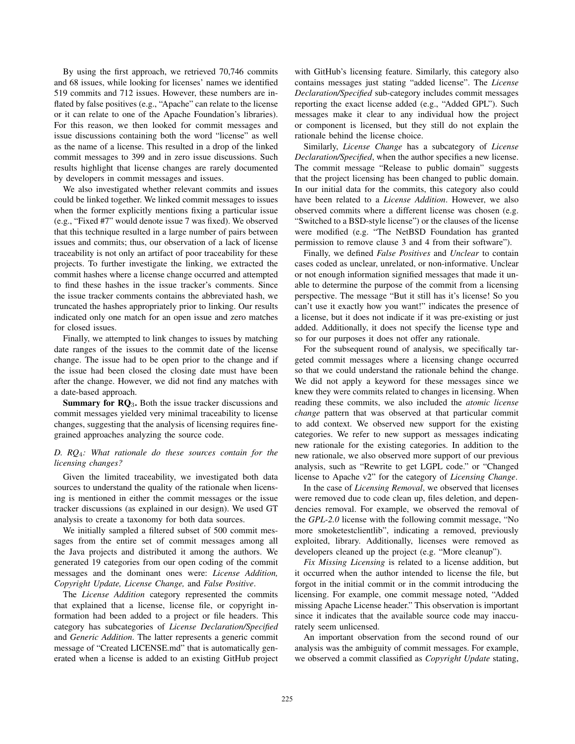By using the first approach, we retrieved 70,746 commits and 68 issues, while looking for licenses' names we identified 519 commits and 712 issues. However, these numbers are inflated by false positives (e.g., "Apache" can relate to the license or it can relate to one of the Apache Foundation's libraries). For this reason, we then looked for commit messages and issue discussions containing both the word "license" as well as the name of a license. This resulted in a drop of the linked commit messages to 399 and in zero issue discussions. Such results highlight that license changes are rarely documented by developers in commit messages and issues.

We also investigated whether relevant commits and issues could be linked together. We linked commit messages to issues when the former explicitly mentions fixing a particular issue (e.g., "Fixed #7" would denote issue 7 was fixed). We observed that this technique resulted in a large number of pairs between issues and commits; thus, our observation of a lack of license traceability is not only an artifact of poor traceability for these projects. To further investigate the linking, we extracted the commit hashes where a license change occurred and attempted to find these hashes in the issue tracker's comments. Since the issue tracker comments contains the abbreviated hash, we truncated the hashes appropriately prior to linking. Our results indicated only one match for an open issue and zero matches for closed issues.

Finally, we attempted to link changes to issues by matching date ranges of the issues to the commit date of the license change. The issue had to be open prior to the change and if the issue had been closed the closing date must have been after the change. However, we did not find any matches with a date-based approach.

**Summary for RQ$_3$.** Both the issue tracker discussions and commit messages yielded very minimal traceability to license changes, suggesting that the analysis of licensing requires fine-grained approaches analyzing the source code.

### D. *RQ$_4$: What rationale do these sources contain for the licensing changes?*

Given the limited traceability, we investigated both data sources to understand the quality of the rationale when licensing is mentioned in either the commit messages or the issue tracker discussions (as explained in our design). We used GT analysis to create a taxonomy for both data sources.

We initially sampled a filtered subset of 500 commit messages from the entire set of commit messages among all the Java projects and distributed it among the authors. We generated 19 categories from our open coding of the commit messages and the dominant ones were: *License Addition, Copyright Update, License Change,* and *False Positive*.

The *License Addition* category represented the commits that explained that a license, license file, or copyright information had been added to a project or file headers. This category has subcategories of *License Declaration/Specified* and *Generic Addition*. The latter represents a generic commit message of "Created LICENSE.md" that is automatically generated when a license is added to an existing GitHub project with GitHub's licensing feature. Similarly, this category also contains messages just stating "added license". The *License Declaration/Specified* sub-category includes commit messages reporting the exact license added (e.g., "Added GPL"). Such messages make it clear to any individual how the project or component is licensed, but they still do not explain the rationale behind the license choice.

Similarly, *License Change* has a subcategory of *License Declaration/Specified*, when the author specifies a new license. The commit message "Release to public domain" suggests that the project licensing has been changed to public domain. In our initial data for the commits, this category also could have been related to a *License Addition*. However, we also observed commits where a different license was chosen (e.g. "Switched to a BSD-style license") or the clauses of the license were modified (e.g. "The NetBSD Foundation has granted permission to remove clause 3 and 4 from their software").

Finally, we defined *False Positives* and *Unclear* to contain cases coded as unclear, unrelated, or non-informative. Unclear or not enough information signified messages that made it unable to determine the purpose of the commit from a licensing perspective. The message "But it still has it's license! So you can't use it exactly how you want!" indicates the presence of a license, but it does not indicate if it was pre-existing or just added. Additionally, it does not specify the license type and so for our purposes it does not offer any rationale.

For the subsequent round of analysis, we specifically targeted commit messages where a licensing change occurred so that we could understand the rationale behind the change. We did not apply a keyword for these messages since we knew they were commits related to changes in licensing. When reading these commits, we also included the *atomic license change* pattern that was observed at that particular commit to add context. We observed new support for the existing categories. We refer to new support as messages indicating new rationale for the existing categories. In addition to the new rationale, we also observed more support of our previous analysis, such as "Rewrite to get LGPL code." or "Changed license to Apache v2" for the category of *Licensing Change*.

In the case of *Licensing Removal*, we observed that licenses were removed due to code clean up, files deletion, and dependencies removal. For example, we observed the removal of the *GPL-2.0* license with the following commit message, "No more smoketestclientlib", indicating a removed, previously exploited, library. Additionally, licenses were removed as developers cleaned up the project (e.g. "More cleanup").

*Fix Missing Licensing* is related to a license addition, but it occurred when the author intended to license the file, but forgot in the initial commit or in the commit introducing the licensing. For example, one commit message noted, "Added missing Apache License header." This observation is important since it indicates that the available source code may inaccurately seem unlicensed.

An important observation from the second round of our analysis was the ambiguity of commit messages. For example, we observed a commit classified as *Copyright Update* stating,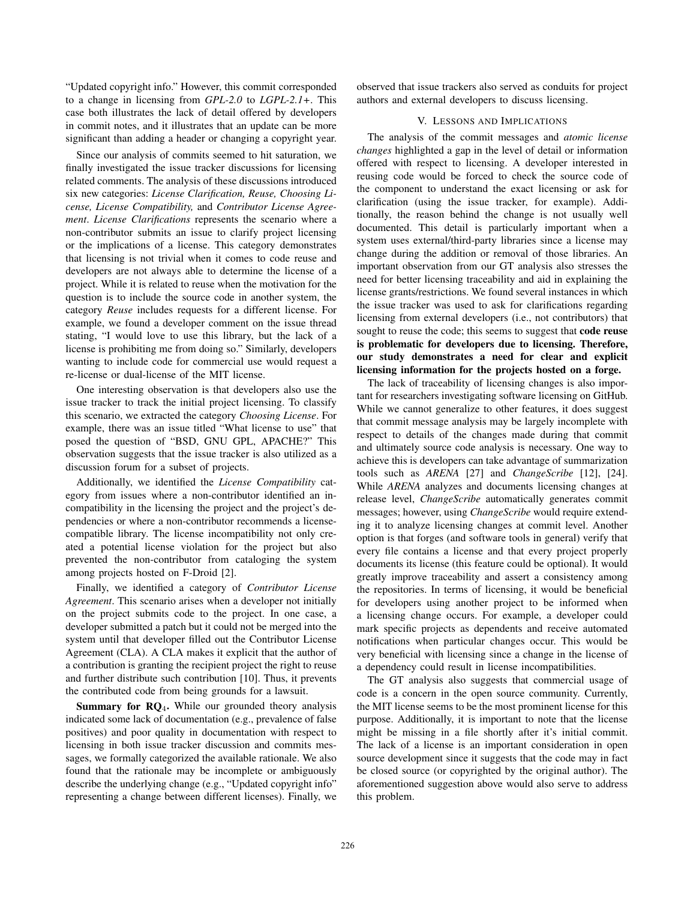"Updated copyright info." However, this commit corresponded to a change in licensing from *GPL-2.0* to *LGPL-2.1+*. This case both illustrates the lack of detail offered by developers in commit notes, and it illustrates that an update can be more significant than adding a header or changing a copyright year.

Since our analysis of commits seemed to hit saturation, we finally investigated the issue tracker discussions for licensing related comments. The analysis of these discussions introduced six new categories: *License Clarification, Reuse, Choosing License, License Compatibility,* and *Contributor License Agreement*. *License Clarifications* represents the scenario where a non-contributor submits an issue to clarify project licensing or the implications of a license. This category demonstrates that licensing is not trivial when it comes to code reuse and developers are not always able to determine the license of a project. While it is related to reuse when the motivation for the question is to include the source code in another system, the category *Reuse* includes requests for a different license. For example, we found a developer comment on the issue thread stating, "I would love to use this library, but the lack of a license is prohibiting me from doing so." Similarly, developers wanting to include code for commercial use would request a re-license or dual-license of the MIT license.

One interesting observation is that developers also use the issue tracker to track the initial project licensing. To classify this scenario, we extracted the category *Choosing License*. For example, there was an issue titled "What license to use" that posed the question of "BSD, GNU GPL, APACHE?" This observation suggests that the issue tracker is also utilized as a discussion forum for a subset of projects.

Additionally, we identified the *License Compatibility* category from issues where a non-contributor identified an incompatibility in the licensing the project and the project's dependencies or where a non-contributor recommends a license-compatible library. The license incompatibility not only created a potential license violation for the project but also prevented the non-contributor from cataloging the system among projects hosted on F-Droid [2].

Finally, we identified a category of *Contributor License Agreement*. This scenario arises when a developer not initially on the project submits code to the project. In one case, a developer submitted a patch but it could not be merged into the system until that developer filled out the Contributor License Agreement (CLA). A CLA makes it explicit that the author of a contribution is granting the recipient project the right to reuse and further distribute such contribution [10]. Thus, it prevents the contributed code from being grounds for a lawsuit.

**Summary for RQ$_4$.** While our grounded theory analysis indicated some lack of documentation (e.g., prevalence of false positives) and poor quality in documentation with respect to licensing in both issue tracker discussion and commits messages, we formally categorized the available rationale. We also found that the rationale may be incomplete or ambiguously describe the underlying change (e.g., "Updated copyright info" representing a change between different licenses). Finally, we observed that issue trackers also served as conduits for project authors and external developers to discuss licensing.

## V. Lessons and Implications

The analysis of the commit messages and *atomic license changes* highlighted a gap in the level of detail or information offered with respect to licensing. A developer interested in reusing code would be forced to check the source code of the component to understand the exact licensing or ask for clarification (using the issue tracker, for example). Additionally, the reason behind the change is not usually well documented. This detail is particularly important when a system uses external/third-party libraries since a license may change during the addition or removal of those libraries. An important observation from our GT analysis also stresses the need for better licensing traceability and aid in explaining the license grants/restrictions. We found several instances in which the issue tracker was used to ask for clarifications regarding licensing from external developers (i.e., not contributors) that sought to reuse the code; this seems to suggest that **code reuse is problematic for developers due to licensing. Therefore, our study demonstrates a need for clear and explicit licensing information for the projects hosted on a forge.**

The lack of traceability of licensing changes is also important for researchers investigating software licensing on GitHub. While we cannot generalize to other features, it does suggest that commit message analysis may be largely incomplete with respect to details of the changes made during that commit and ultimately source code analysis is necessary. One way to achieve this is developers can take advantage of summarization tools such as *ARENA* [27] and *ChangeScribe* [12], [24]. While *ARENA* analyzes and documents licensing changes at release level, *ChangeScribe* automatically generates commit messages; however, using *ChangeScribe* would require extending it to analyze licensing changes at commit level. Another option is that forges (and software tools in general) verify that every file contains a license and that every project properly documents its license (this feature could be optional). It would greatly improve traceability and assert a consistency among the repositories. In terms of licensing, it would be beneficial for developers using another project to be informed when a licensing change occurs. For example, a developer could mark specific projects as dependents and receive automated notifications when particular changes occur. This would be very beneficial with licensing since a change in the license of a dependency could result in license incompatibilities.

The GT analysis also suggests that commercial usage of code is a concern in the open source community. Currently, the MIT license seems to be the most prominent license for this purpose. Additionally, it is important to note that the license might be missing in a file shortly after it's initial commit. The lack of a license is an important consideration in open source development since it suggests that the code may in fact be closed source (or copyrighted by the original author). The aforementioned suggestion above would also serve to address this problem.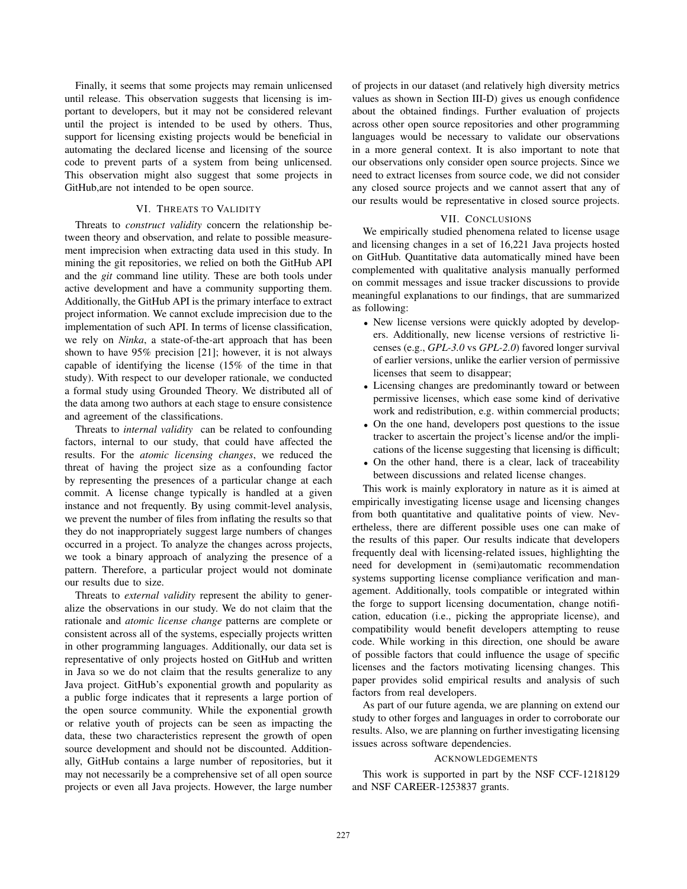Finally, it seems that some projects may remain unlicensed until release. This observation suggests that licensing is important to developers, but it may not be considered relevant until the project is intended to be used by others. Thus, support for licensing existing projects would be beneficial in automating the declared license and licensing of the source code to prevent parts of a system from being unlicensed. This observation might also suggest that some projects in GitHub,are not intended to be open source.

## VI. Threats to Validity

Threats to *construct validity* concern the relationship between theory and observation, and relate to possible measurement imprecision when extracting data used in this study. In mining the git repositories, we relied on both the GitHub API and the *git* command line utility. These are both tools under active development and have a community supporting them. Additionally, the GitHub API is the primary interface to extract project information. We cannot exclude imprecision due to the implementation of such API. In terms of license classification, we rely on *Ninka*, a state-of-the-art approach that has been shown to have 95% precision [21]; however, it is not always capable of identifying the license (15% of the time in that study). With respect to our developer rationale, we conducted a formal study using Grounded Theory. We distributed all of the data among two authors at each stage to ensure consistence and agreement of the classifications.

Threats to *internal validity* can be related to confounding factors, internal to our study, that could have affected the results. For the *atomic licensing changes*, we reduced the threat of having the project size as a confounding factor by representing the presences of a particular change at each commit. A license change typically is handled at a given instance and not frequently. By using commit-level analysis, we prevent the number of files from inflating the results so that they do not inappropriately suggest large numbers of changes occurred in a project. To analyze the changes across projects, we took a binary approach of analyzing the presence of a pattern. Therefore, a particular project would not dominate our results due to size.

Threats to *external validity* represent the ability to generalize the observations in our study. We do not claim that the rationale and *atomic license change* patterns are complete or consistent across all of the systems, especially projects written in other programming languages. Additionally, our data set is representative of only projects hosted on GitHub and written in Java so we do not claim that the results generalize to any Java project. GitHub's exponential growth and popularity as a public forge indicates that it represents a large portion of the open source community. While the exponential growth or relative youth of projects can be seen as impacting the data, these two characteristics represent the growth of open source development and should not be discounted. Additionally, GitHub contains a large number of repositories, but it may not necessarily be a comprehensive set of all open source projects or even all Java projects. However, the large number of projects in our dataset (and relatively high diversity metrics values as shown in Section III-D) gives us enough confidence about the obtained findings. Further evaluation of projects across other open source repositories and other programming languages would be necessary to validate our observations in a more general context. It is also important to note that our observations only consider open source projects. Since we need to extract licenses from source code, we did not consider any closed source projects and we cannot assert that any of our results would be representative in closed source projects.

## VII. Conclusions

We empirically studied phenomena related to license usage and licensing changes in a set of 16,221 Java projects hosted on GitHub. Quantitative data automatically mined have been complemented with qualitative analysis manually performed on commit messages and issue tracker discussions to provide meaningful explanations to our findings, that are summarized as following:

- New license versions were quickly adopted by developers. Additionally, new license versions of restrictive licenses (e.g., *GPL-3.0* vs *GPL-2.0*) favored longer survival of earlier versions, unlike the earlier version of permissive licenses that seem to disappear;
- Licensing changes are predominantly toward or between permissive licenses, which ease some kind of derivative work and redistribution, e.g. within commercial products;
- On the one hand, developers post questions to the issue tracker to ascertain the project's license and/or the implications of the license suggesting that licensing is difficult;
- On the other hand, there is a clear, lack of traceability between discussions and related license changes.

This work is mainly exploratory in nature as it is aimed at empirically investigating license usage and licensing changes from both quantitative and qualitative points of view. Nevertheless, there are different possible uses one can make of the results of this paper. Our results indicate that developers frequently deal with licensing-related issues, highlighting the need for development in (semi)automatic recommendation systems supporting license compliance verification and management. Additionally, tools compatible or integrated within the forge to support licensing documentation, change notification, education (i.e., picking the appropriate license), and compatibility would benefit developers attempting to reuse code. While working in this direction, one should be aware of possible factors that could influence the usage of specific licenses and the factors motivating licensing changes. This paper provides solid empirical results and analysis of such factors from real developers.

As part of our future agenda, we are planning on extend our study to other forges and languages in order to corroborate our results. Also, we are planning on further investigating licensing issues across software dependencies.

## Acknowledgements

This work is supported in part by the NSF CCF-1218129 and NSF CAREER-1253837 grants.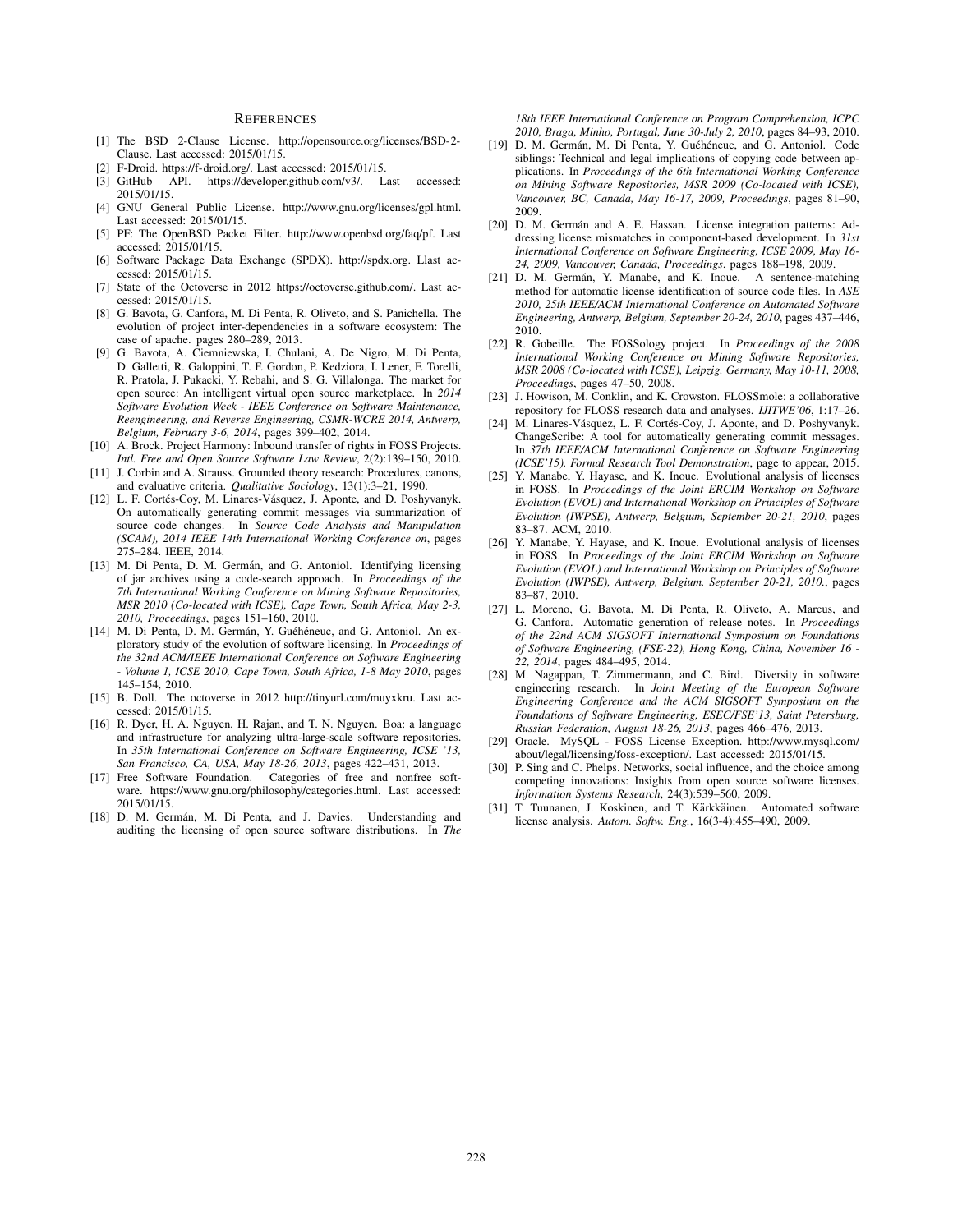# References

[1] The BSD 2-Clause License. http://opensource.org/licenses/BSD-2-Clause. Last accessed: 2015/01/15.

[2] F-Droid. https://f-droid.org/. Last accessed: 2015/01/15.

[3] GitHub API. https://developer.github.com/v3/. Last accessed: 2015/01/15.

[4] GNU General Public License. http://www.gnu.org/licenses/gpl.html. Last accessed: 2015/01/15.

[5] PF: The OpenBSD Packet Filter. http://www.openbsd.org/faq/pf. Last accessed: 2015/01/15.

[6] Software Package Data Exchange (SPDX). http://spdx.org. Llast accessed: 2015/01/15.

[7] State of the Octoverse in 2012 https://octoverse.github.com/. Last accessed: 2015/01/15.

[8] G. Bavota, G. Canfora, M. Di Penta, R. Oliveto, and S. Panichella. The evolution of project inter-dependencies in a software ecosystem: The case of apache. pages 280–289, 2013.

[9] G. Bavota, A. Ciemniewska, I. Chulani, A. De Nigro, M. Di Penta, D. Galletti, R. Galoppini, T. F. Gordon, P. Kedziora, I. Lener, F. Torelli, R. Pratola, J. Pukacki, Y. Rebahi, and S. G. Villalonga. The market for open source: An intelligent virtual open source marketplace. In *2014 Software Evolution Week - IEEE Conference on Software Maintenance, Reengineering, and Reverse Engineering, CSMR-WCRE 2014, Antwerp, Belgium, February 3-6, 2014*, pages 399–402, 2014.

[10] A. Brock. Project Harmony: Inbound transfer of rights in FOSS Projects. *Intl. Free and Open Source Software Law Review*, 2(2):139–150, 2010.

[11] J. Corbin and A. Strauss. Grounded theory research: Procedures, canons, and evaluative criteria. *Qualitative Sociology*, 13(1):3–21, 1990.

[12] L. F. Cortés-Coy, M. Linares-Vásquez, J. Aponte, and D. Poshyvanyk. On automatically generating commit messages via summarization of source code changes. In *Source Code Analysis and Manipulation (SCAM), 2014 IEEE 14th International Working Conference on*, pages 275–284. IEEE, 2014.

[13] M. Di Penta, D. M. Germán, and G. Antoniol. Identifying licensing of jar archives using a code-search approach. In *Proceedings of the 7th International Working Conference on Mining Software Repositories, MSR 2010 (Co-located with ICSE), Cape Town, South Africa, May 2-3, 2010, Proceedings*, pages 151–160, 2010.

[14] M. Di Penta, D. M. Germán, Y. Guéhéneuc, and G. Antoniol. An exploratory study of the evolution of software licensing. In *Proceedings of the 32nd ACM/IEEE International Conference on Software Engineering - Volume 1, ICSE 2010, Cape Town, South Africa, 1-8 May 2010*, pages 145–154, 2010.

[15] B. Doll. The octoverse in 2012 http://tinyurl.com/muyxkru. Last accessed: 2015/01/15.

[16] R. Dyer, H. A. Nguyen, H. Rajan, and T. N. Nguyen. Boa: a language and infrastructure for analyzing ultra-large-scale software repositories. In *35th International Conference on Software Engineering, ICSE '13, San Francisco, CA, USA, May 18-26, 2013*, pages 422–431, 2013.

[17] Free Software Foundation. Categories of free and nonfree software. https://www.gnu.org/philosophy/categories.html. Last accessed: 2015/01/15.

[18] D. M. Germán, M. Di Penta, and J. Davies. Understanding and auditing the licensing of open source software distributions. In *The 18th IEEE International Conference on Program Comprehension, ICPC 2010, Braga, Minho, Portugal, June 30-July 2, 2010*, pages 84–93, 2010.

[19] D. M. Germán, M. Di Penta, Y. Guéhéneuc, and G. Antoniol. Code siblings: Technical and legal implications of copying code between applications. In *Proceedings of the 6th International Working Conference on Mining Software Repositories, MSR 2009 (Co-located with ICSE), Vancouver, BC, Canada, May 16-17, 2009, Proceedings*, pages 81–90, 2009.

[20] D. M. Germán and A. E. Hassan. License integration patterns: Addressing license mismatches in component-based development. In *31st International Conference on Software Engineering, ICSE 2009, May 16-24, 2009, Vancouver, Canada, Proceedings*, pages 188–198, 2009.

[21] D. M. Germán, Y. Manabe, and K. Inoue. A sentence-matching method for automatic license identification of source code files. In *ASE 2010, 25th IEEE/ACM International Conference on Automated Software Engineering, Antwerp, Belgium, September 20-24, 2010*, pages 437–446, 2010.

[22] R. Gobeille. The FOSSology project. In *Proceedings of the 2008 International Working Conference on Mining Software Repositories, MSR 2008 (Co-located with ICSE), Leipzig, Germany, May 10-11, 2008, Proceedings*, pages 47–50, 2008.

[23] J. Howison, M. Conklin, and K. Crowston. FLOSSmole: a collaborative repository for FLOSS research data and analyses. *IJITWE'06*, 1:17–26.

[24] M. Linares-Vásquez, L. F. Cortés-Coy, J. Aponte, and D. Poshyvanyk. ChangeScribe: A tool for automatically generating commit messages. In *37th IEEE/ACM International Conference on Software Engineering (ICSE'15), Formal Research Tool Demonstration*, page to appear, 2015.

[25] Y. Manabe, Y. Hayase, and K. Inoue. Evolutional analysis of licenses in FOSS. In *Proceedings of the Joint ERCIM Workshop on Software Evolution (EVOL) and International Workshop on Principles of Software Evolution (IWPSE), Antwerp, Belgium, September 20-21, 2010*, pages 83–87. ACM, 2010.

[26] Y. Manabe, Y. Hayase, and K. Inoue. Evolutional analysis of licenses in FOSS. In *Proceedings of the Joint ERCIM Workshop on Software Evolution (EVOL) and International Workshop on Principles of Software Evolution (IWPSE), Antwerp, Belgium, September 20-21, 2010.*, pages 83–87, 2010.

[27] L. Moreno, G. Bavota, M. Di Penta, R. Oliveto, A. Marcus, and G. Canfora. Automatic generation of release notes. In *Proceedings of the 22nd ACM SIGSOFT International Symposium on Foundations of Software Engineering, (FSE-22), Hong Kong, China, November 16 - 22, 2014*, pages 484–495, 2014.

[28] M. Nagappan, T. Zimmermann, and C. Bird. Diversity in software engineering research. In *Joint Meeting of the European Software Engineering Conference and the ACM SIGSOFT Symposium on the Foundations of Software Engineering, ESEC/FSE'13, Saint Petersburg, Russian Federation, August 18-26, 2013*, pages 466–476, 2013.

[29] Oracle. MySQL - FOSS License Exception. http://www.mysql.com/about/legal/licensing/foss-exception/. Last accessed: 2015/01/15.

[30] P. Sing and C. Phelps. Networks, social influence, and the choice among competing innovations: Insights from open source software licenses. *Information Systems Research*, 24(3):539–560, 2009.

[31] T. Tuunanen, J. Koskinen, and T. Kärkkäinen. Automated software license analysis. *Autom. Softw. Eng.*, 16(3-4):455–490, 2009.